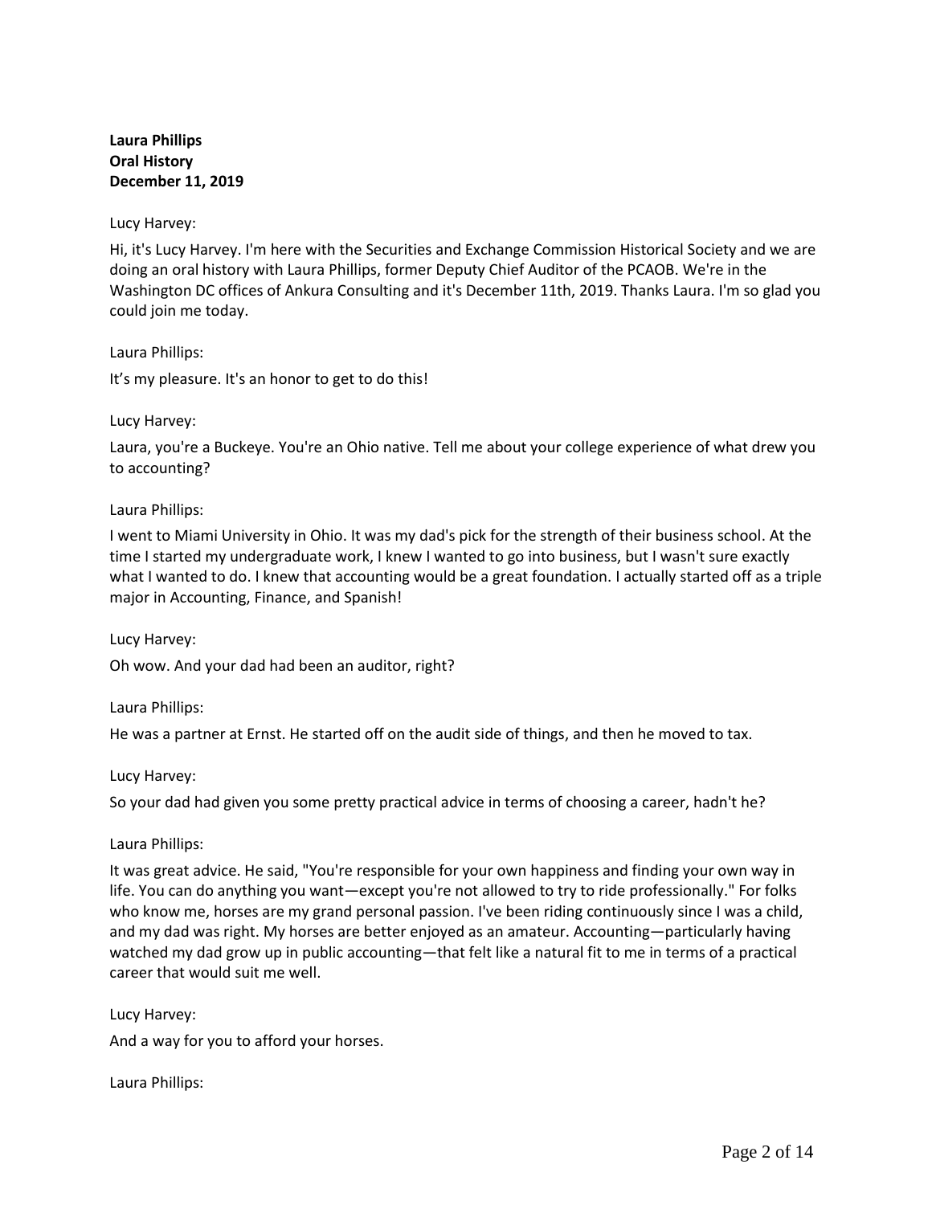**Laura Phillips**
**Oral History**
**December 11, 2019**

Lucy Harvey:

Hi, it's Lucy Harvey. I'm here with the Securities and Exchange Commission Historical Society and we are doing an oral history with Laura Phillips, former Deputy Chief Auditor of the PCAOB. We're in the Washington DC offices of Ankura Consulting and it's December 11th, 2019. Thanks Laura. I'm so glad you could join me today.

Laura Phillips:

It's my pleasure. It's an honor to get to do this!

Lucy Harvey:

Laura, you're a Buckeye. You're an Ohio native. Tell me about your college experience of what drew you to accounting?

Laura Phillips:

I went to Miami University in Ohio. It was my dad's pick for the strength of their business school. At the time I started my undergraduate work, I knew I wanted to go into business, but I wasn't sure exactly what I wanted to do. I knew that accounting would be a great foundation. I actually started off as a triple major in Accounting, Finance, and Spanish!

Lucy Harvey:

Oh wow. And your dad had been an auditor, right?

Laura Phillips:

He was a partner at Ernst. He started off on the audit side of things, and then he moved to tax.

Lucy Harvey:

So your dad had given you some pretty practical advice in terms of choosing a career, hadn't he?

Laura Phillips:

It was great advice. He said, "You're responsible for your own happiness and finding your own way in life. You can do anything you want—except you're not allowed to try to ride professionally." For folks who know me, horses are my grand personal passion. I've been riding continuously since I was a child, and my dad was right. My horses are better enjoyed as an amateur. Accounting—particularly having watched my dad grow up in public accounting—that felt like a natural fit to me in terms of a practical career that would suit me well.

Lucy Harvey:

And a way for you to afford your horses.

Laura Phillips: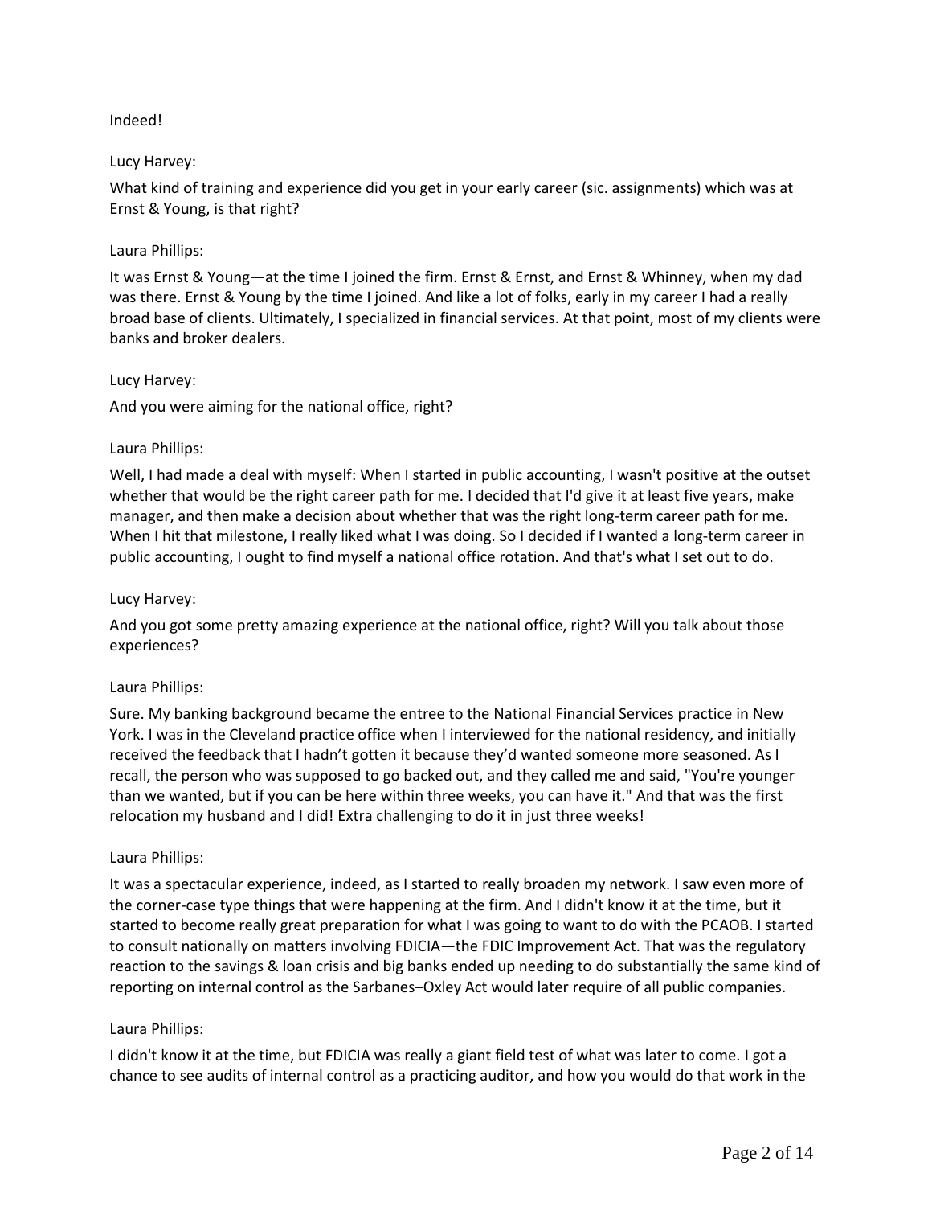Indeed!

Lucy Harvey:

What kind of training and experience did you get in your early career (sic. assignments) which was at Ernst & Young, is that right?

Laura Phillips:

It was Ernst & Young—at the time I joined the firm. Ernst & Ernst, and Ernst & Whinney, when my dad was there. Ernst & Young by the time I joined. And like a lot of folks, early in my career I had a really broad base of clients. Ultimately, I specialized in financial services. At that point, most of my clients were banks and broker dealers.

Lucy Harvey:

And you were aiming for the national office, right?

Laura Phillips:

Well, I had made a deal with myself: When I started in public accounting, I wasn't positive at the outset whether that would be the right career path for me. I decided that I'd give it at least five years, make manager, and then make a decision about whether that was the right long-term career path for me. When I hit that milestone, I really liked what I was doing. So I decided if I wanted a long-term career in public accounting, I ought to find myself a national office rotation. And that's what I set out to do.

Lucy Harvey:

And you got some pretty amazing experience at the national office, right? Will you talk about those experiences?

Laura Phillips:

Sure. My banking background became the entree to the National Financial Services practice in New York. I was in the Cleveland practice office when I interviewed for the national residency, and initially received the feedback that I hadn't gotten it because they'd wanted someone more seasoned. As I recall, the person who was supposed to go backed out, and they called me and said, "You're younger than we wanted, but if you can be here within three weeks, you can have it." And that was the first relocation my husband and I did! Extra challenging to do it in just three weeks!

Laura Phillips:

It was a spectacular experience, indeed, as I started to really broaden my network. I saw even more of the corner-case type things that were happening at the firm. And I didn't know it at the time, but it started to become really great preparation for what I was going to want to do with the PCAOB. I started to consult nationally on matters involving FDICIA—the FDIC Improvement Act. That was the regulatory reaction to the savings & loan crisis and big banks ended up needing to do substantially the same kind of reporting on internal control as the Sarbanes–Oxley Act would later require of all public companies.

Laura Phillips:

I didn't know it at the time, but FDICIA was really a giant field test of what was later to come. I got a chance to see audits of internal control as a practicing auditor, and how you would do that work in the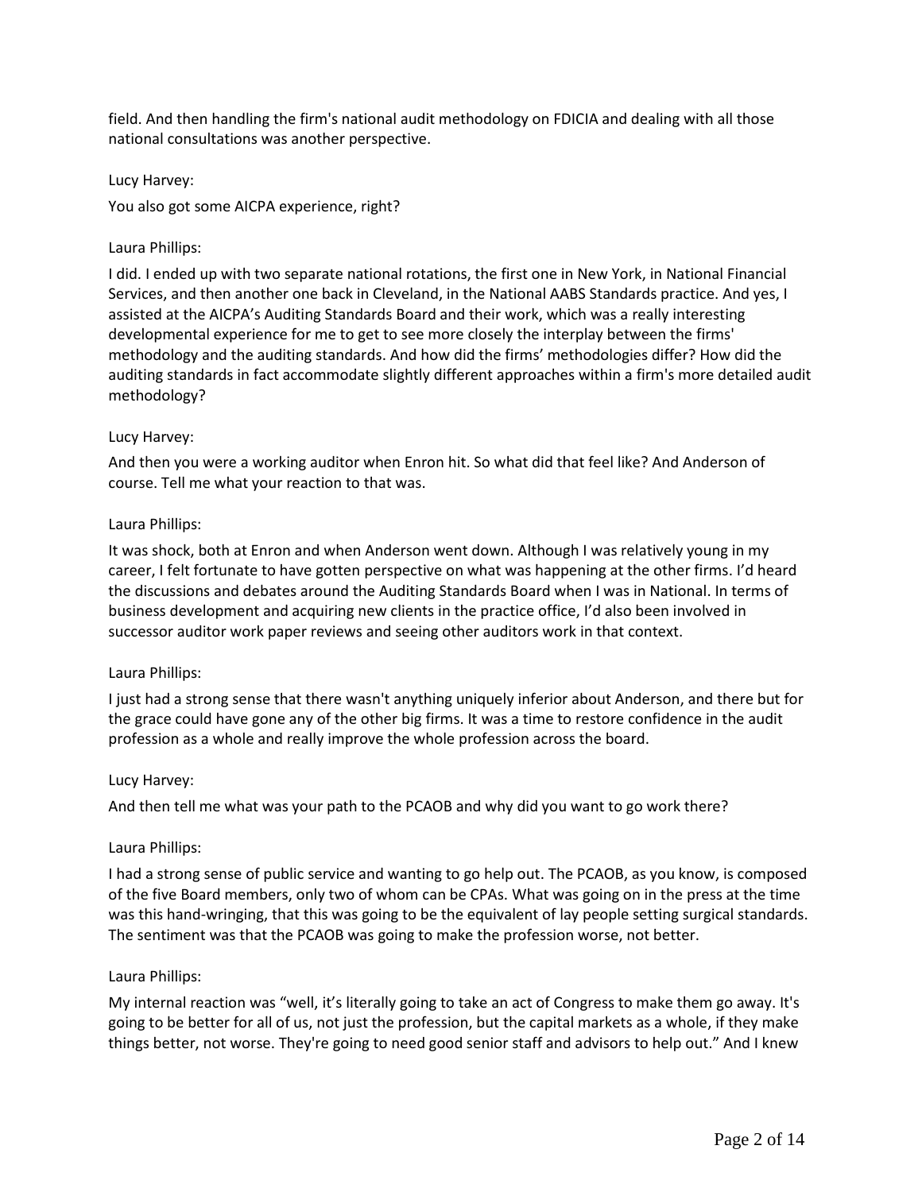field. And then handling the firm's national audit methodology on FDICIA and dealing with all those national consultations was another perspective.

Lucy Harvey:

You also got some AICPA experience, right?

Laura Phillips:

I did. I ended up with two separate national rotations, the first one in New York, in National Financial Services, and then another one back in Cleveland, in the National AABS Standards practice. And yes, I assisted at the AICPA's Auditing Standards Board and their work, which was a really interesting developmental experience for me to get to see more closely the interplay between the firms' methodology and the auditing standards. And how did the firms' methodologies differ? How did the auditing standards in fact accommodate slightly different approaches within a firm's more detailed audit methodology?

Lucy Harvey:

And then you were a working auditor when Enron hit. So what did that feel like? And Anderson of course. Tell me what your reaction to that was.

Laura Phillips:

It was shock, both at Enron and when Anderson went down. Although I was relatively young in my career, I felt fortunate to have gotten perspective on what was happening at the other firms. I'd heard the discussions and debates around the Auditing Standards Board when I was in National. In terms of business development and acquiring new clients in the practice office, I'd also been involved in successor auditor work paper reviews and seeing other auditors work in that context.

Laura Phillips:

I just had a strong sense that there wasn't anything uniquely inferior about Anderson, and there but for the grace could have gone any of the other big firms. It was a time to restore confidence in the audit profession as a whole and really improve the whole profession across the board.

Lucy Harvey:

And then tell me what was your path to the PCAOB and why did you want to go work there?

Laura Phillips:

I had a strong sense of public service and wanting to go help out. The PCAOB, as you know, is composed of the five Board members, only two of whom can be CPAs. What was going on in the press at the time was this hand-wringing, that this was going to be the equivalent of lay people setting surgical standards. The sentiment was that the PCAOB was going to make the profession worse, not better.

Laura Phillips:

My internal reaction was "well, it's literally going to take an act of Congress to make them go away. It's going to be better for all of us, not just the profession, but the capital markets as a whole, if they make things better, not worse. They're going to need good senior staff and advisors to help out." And I knew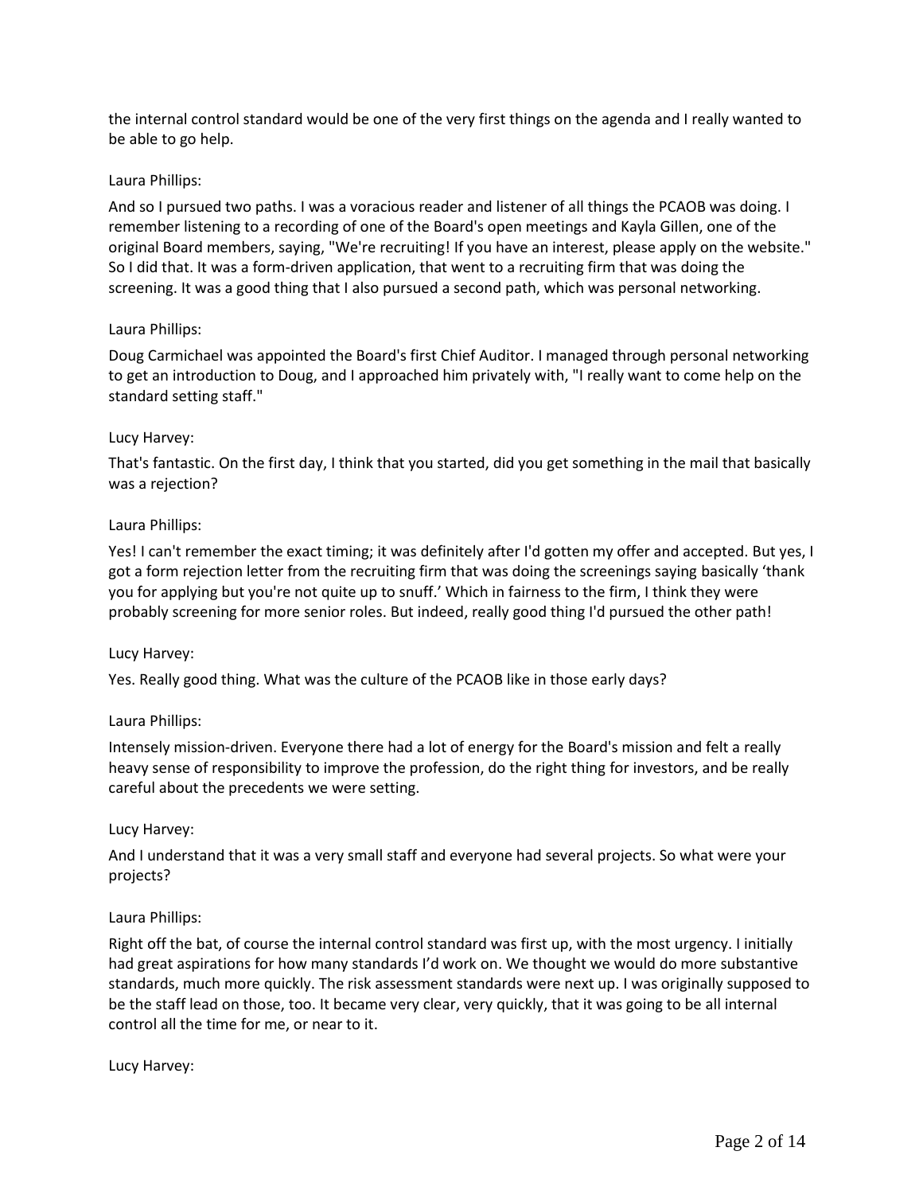the internal control standard would be one of the very first things on the agenda and I really wanted to be able to go help.

Laura Phillips:

And so I pursued two paths. I was a voracious reader and listener of all things the PCAOB was doing. I remember listening to a recording of one of the Board's open meetings and Kayla Gillen, one of the original Board members, saying, "We're recruiting! If you have an interest, please apply on the website." So I did that. It was a form-driven application, that went to a recruiting firm that was doing the screening. It was a good thing that I also pursued a second path, which was personal networking.

Laura Phillips:

Doug Carmichael was appointed the Board's first Chief Auditor. I managed through personal networking to get an introduction to Doug, and I approached him privately with, "I really want to come help on the standard setting staff."

Lucy Harvey:

That's fantastic. On the first day, I think that you started, did you get something in the mail that basically was a rejection?

Laura Phillips:

Yes! I can't remember the exact timing; it was definitely after I'd gotten my offer and accepted. But yes, I got a form rejection letter from the recruiting firm that was doing the screenings saying basically 'thank you for applying but you're not quite up to snuff.' Which in fairness to the firm, I think they were probably screening for more senior roles. But indeed, really good thing I'd pursued the other path!

Lucy Harvey:

Yes. Really good thing. What was the culture of the PCAOB like in those early days?

Laura Phillips:

Intensely mission-driven. Everyone there had a lot of energy for the Board's mission and felt a really heavy sense of responsibility to improve the profession, do the right thing for investors, and be really careful about the precedents we were setting.

Lucy Harvey:

And I understand that it was a very small staff and everyone had several projects. So what were your projects?

Laura Phillips:

Right off the bat, of course the internal control standard was first up, with the most urgency. I initially had great aspirations for how many standards I'd work on. We thought we would do more substantive standards, much more quickly. The risk assessment standards were next up. I was originally supposed to be the staff lead on those, too. It became very clear, very quickly, that it was going to be all internal control all the time for me, or near to it.

Lucy Harvey: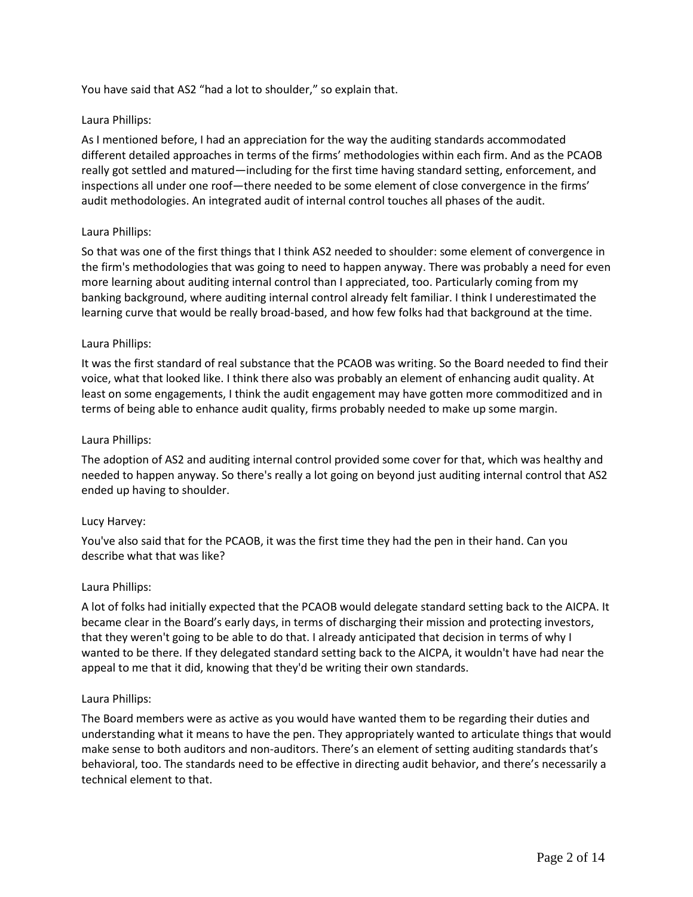You have said that AS2 "had a lot to shoulder," so explain that.

Laura Phillips:

As I mentioned before, I had an appreciation for the way the auditing standards accommodated different detailed approaches in terms of the firms' methodologies within each firm. And as the PCAOB really got settled and matured—including for the first time having standard setting, enforcement, and inspections all under one roof—there needed to be some element of close convergence in the firms' audit methodologies. An integrated audit of internal control touches all phases of the audit.

Laura Phillips:

So that was one of the first things that I think AS2 needed to shoulder: some element of convergence in the firm's methodologies that was going to need to happen anyway. There was probably a need for even more learning about auditing internal control than I appreciated, too. Particularly coming from my banking background, where auditing internal control already felt familiar. I think I underestimated the learning curve that would be really broad-based, and how few folks had that background at the time.

Laura Phillips:

It was the first standard of real substance that the PCAOB was writing. So the Board needed to find their voice, what that looked like. I think there also was probably an element of enhancing audit quality. At least on some engagements, I think the audit engagement may have gotten more commoditized and in terms of being able to enhance audit quality, firms probably needed to make up some margin.

Laura Phillips:

The adoption of AS2 and auditing internal control provided some cover for that, which was healthy and needed to happen anyway. So there's really a lot going on beyond just auditing internal control that AS2 ended up having to shoulder.

Lucy Harvey:

You've also said that for the PCAOB, it was the first time they had the pen in their hand. Can you describe what that was like?

Laura Phillips:

A lot of folks had initially expected that the PCAOB would delegate standard setting back to the AICPA. It became clear in the Board's early days, in terms of discharging their mission and protecting investors, that they weren't going to be able to do that. I already anticipated that decision in terms of why I wanted to be there. If they delegated standard setting back to the AICPA, it wouldn't have had near the appeal to me that it did, knowing that they'd be writing their own standards.

Laura Phillips:

The Board members were as active as you would have wanted them to be regarding their duties and understanding what it means to have the pen. They appropriately wanted to articulate things that would make sense to both auditors and non-auditors. There's an element of setting auditing standards that's behavioral, too. The standards need to be effective in directing audit behavior, and there's necessarily a technical element to that.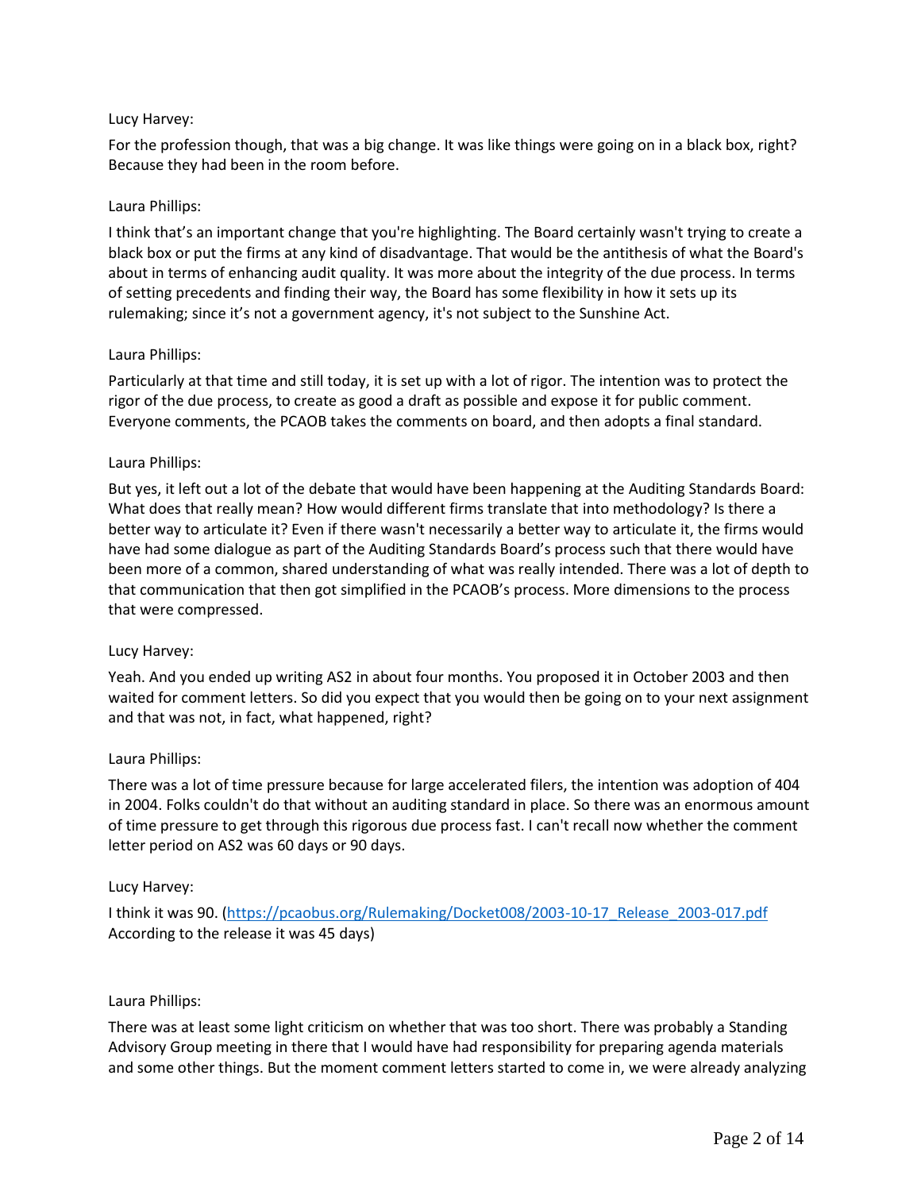Lucy Harvey:

For the profession though, that was a big change. It was like things were going on in a black box, right? Because they had been in the room before.

Laura Phillips:

I think that's an important change that you're highlighting. The Board certainly wasn't trying to create a black box or put the firms at any kind of disadvantage. That would be the antithesis of what the Board's about in terms of enhancing audit quality. It was more about the integrity of the due process. In terms of setting precedents and finding their way, the Board has some flexibility in how it sets up its rulemaking; since it's not a government agency, it's not subject to the Sunshine Act.

Laura Phillips:

Particularly at that time and still today, it is set up with a lot of rigor. The intention was to protect the rigor of the due process, to create as good a draft as possible and expose it for public comment. Everyone comments, the PCAOB takes the comments on board, and then adopts a final standard.

Laura Phillips:

But yes, it left out a lot of the debate that would have been happening at the Auditing Standards Board: What does that really mean? How would different firms translate that into methodology? Is there a better way to articulate it? Even if there wasn't necessarily a better way to articulate it, the firms would have had some dialogue as part of the Auditing Standards Board's process such that there would have been more of a common, shared understanding of what was really intended. There was a lot of depth to that communication that then got simplified in the PCAOB's process. More dimensions to the process that were compressed.

Lucy Harvey:

Yeah. And you ended up writing AS2 in about four months. You proposed it in October 2003 and then waited for comment letters. So did you expect that you would then be going on to your next assignment and that was not, in fact, what happened, right?

Laura Phillips:

There was a lot of time pressure because for large accelerated filers, the intention was adoption of 404 in 2004. Folks couldn't do that without an auditing standard in place. So there was an enormous amount of time pressure to get through this rigorous due process fast. I can't recall now whether the comment letter period on AS2 was 60 days or 90 days.

Lucy Harvey:

I think it was 90. (https://pcaobus.org/Rulemaking/Docket008/2003-10-17_Release_2003-017.pdf According to the release it was 45 days)

Laura Phillips:

There was at least some light criticism on whether that was too short. There was probably a Standing Advisory Group meeting in there that I would have had responsibility for preparing agenda materials and some other things. But the moment comment letters started to come in, we were already analyzing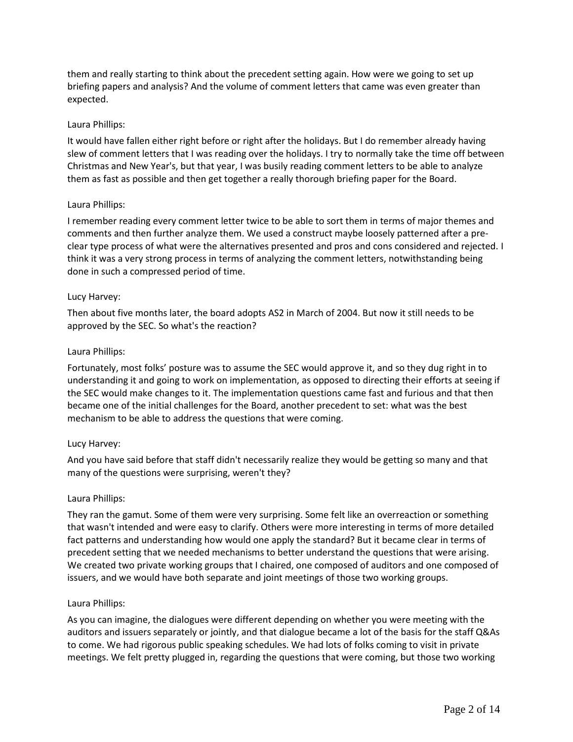them and really starting to think about the precedent setting again. How were we going to set up briefing papers and analysis? And the volume of comment letters that came was even greater than expected.

Laura Phillips:

It would have fallen either right before or right after the holidays. But I do remember already having slew of comment letters that I was reading over the holidays. I try to normally take the time off between Christmas and New Year's, but that year, I was busily reading comment letters to be able to analyze them as fast as possible and then get together a really thorough briefing paper for the Board.

Laura Phillips:

I remember reading every comment letter twice to be able to sort them in terms of major themes and comments and then further analyze them. We used a construct maybe loosely patterned after a pre-clear type process of what were the alternatives presented and pros and cons considered and rejected. I think it was a very strong process in terms of analyzing the comment letters, notwithstanding being done in such a compressed period of time.

Lucy Harvey:

Then about five months later, the board adopts AS2 in March of 2004. But now it still needs to be approved by the SEC. So what's the reaction?

Laura Phillips:

Fortunately, most folks' posture was to assume the SEC would approve it, and so they dug right in to understanding it and going to work on implementation, as opposed to directing their efforts at seeing if the SEC would make changes to it. The implementation questions came fast and furious and that then became one of the initial challenges for the Board, another precedent to set: what was the best mechanism to be able to address the questions that were coming.

Lucy Harvey:

And you have said before that staff didn't necessarily realize they would be getting so many and that many of the questions were surprising, weren't they?

Laura Phillips:

They ran the gamut. Some of them were very surprising. Some felt like an overreaction or something that wasn't intended and were easy to clarify. Others were more interesting in terms of more detailed fact patterns and understanding how would one apply the standard? But it became clear in terms of precedent setting that we needed mechanisms to better understand the questions that were arising. We created two private working groups that I chaired, one composed of auditors and one composed of issuers, and we would have both separate and joint meetings of those two working groups.

Laura Phillips:

As you can imagine, the dialogues were different depending on whether you were meeting with the auditors and issuers separately or jointly, and that dialogue became a lot of the basis for the staff Q&As to come. We had rigorous public speaking schedules. We had lots of folks coming to visit in private meetings. We felt pretty plugged in, regarding the questions that were coming, but those two working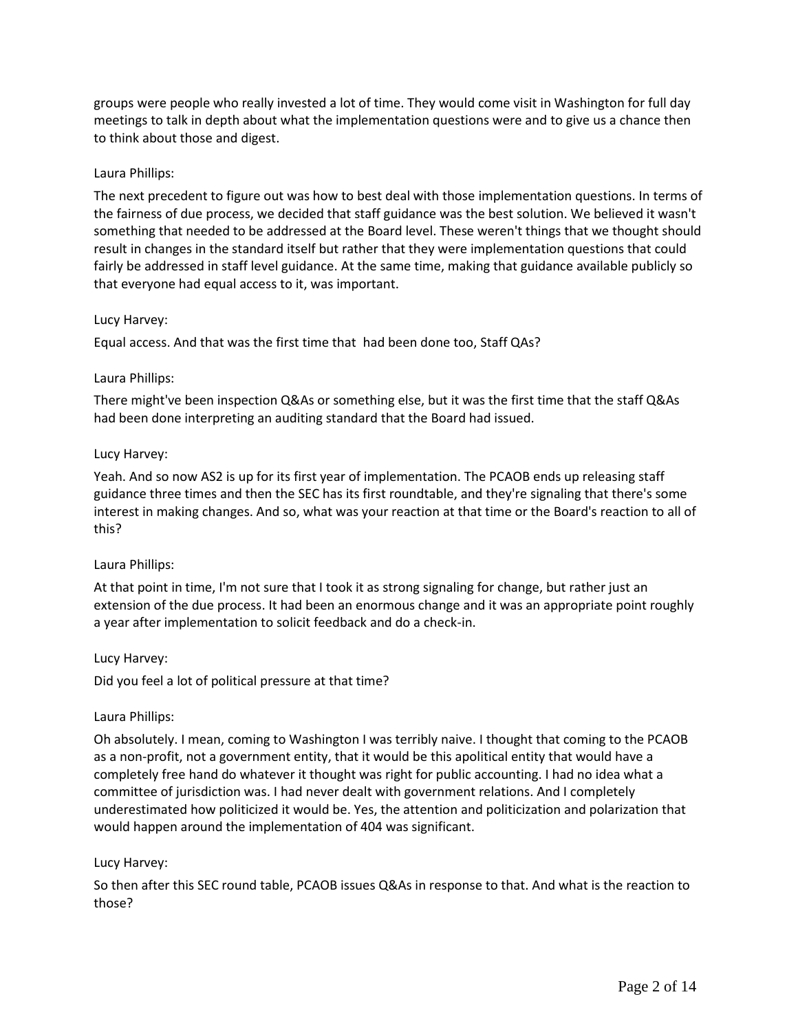groups were people who really invested a lot of time. They would come visit in Washington for full day meetings to talk in depth about what the implementation questions were and to give us a chance then to think about those and digest.

Laura Phillips:

The next precedent to figure out was how to best deal with those implementation questions. In terms of the fairness of due process, we decided that staff guidance was the best solution. We believed it wasn't something that needed to be addressed at the Board level. These weren't things that we thought should result in changes in the standard itself but rather that they were implementation questions that could fairly be addressed in staff level guidance. At the same time, making that guidance available publicly so that everyone had equal access to it, was important.

Lucy Harvey:

Equal access. And that was the first time that had been done too, Staff QAs?

Laura Phillips:

There might've been inspection Q&As or something else, but it was the first time that the staff Q&As had been done interpreting an auditing standard that the Board had issued.

Lucy Harvey:

Yeah. And so now AS2 is up for its first year of implementation. The PCAOB ends up releasing staff guidance three times and then the SEC has its first roundtable, and they're signaling that there's some interest in making changes. And so, what was your reaction at that time or the Board's reaction to all of this?

Laura Phillips:

At that point in time, I'm not sure that I took it as strong signaling for change, but rather just an extension of the due process. It had been an enormous change and it was an appropriate point roughly a year after implementation to solicit feedback and do a check-in.

Lucy Harvey:

Did you feel a lot of political pressure at that time?

Laura Phillips:

Oh absolutely. I mean, coming to Washington I was terribly naive. I thought that coming to the PCAOB as a non-profit, not a government entity, that it would be this apolitical entity that would have a completely free hand do whatever it thought was right for public accounting. I had no idea what a committee of jurisdiction was. I had never dealt with government relations. And I completely underestimated how politicized it would be. Yes, the attention and politicization and polarization that would happen around the implementation of 404 was significant.

Lucy Harvey:

So then after this SEC round table, PCAOB issues Q&As in response to that. And what is the reaction to those?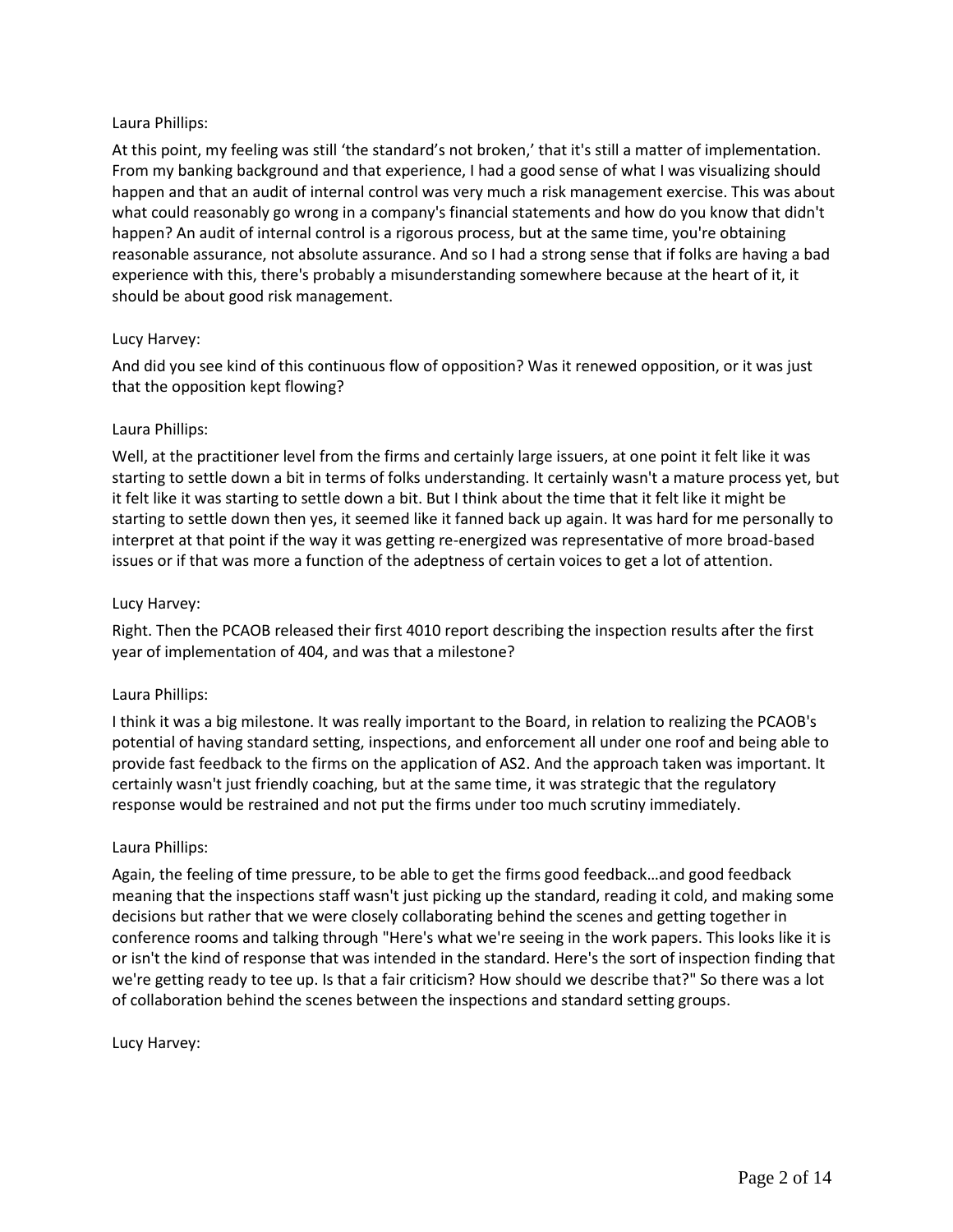Laura Phillips:

At this point, my feeling was still 'the standard's not broken,' that it's still a matter of implementation. From my banking background and that experience, I had a good sense of what I was visualizing should happen and that an audit of internal control was very much a risk management exercise. This was about what could reasonably go wrong in a company's financial statements and how do you know that didn't happen? An audit of internal control is a rigorous process, but at the same time, you're obtaining reasonable assurance, not absolute assurance. And so I had a strong sense that if folks are having a bad experience with this, there's probably a misunderstanding somewhere because at the heart of it, it should be about good risk management.

Lucy Harvey:

And did you see kind of this continuous flow of opposition? Was it renewed opposition, or it was just that the opposition kept flowing?

Laura Phillips:

Well, at the practitioner level from the firms and certainly large issuers, at one point it felt like it was starting to settle down a bit in terms of folks understanding. It certainly wasn't a mature process yet, but it felt like it was starting to settle down a bit. But I think about the time that it felt like it might be starting to settle down then yes, it seemed like it fanned back up again. It was hard for me personally to interpret at that point if the way it was getting re-energized was representative of more broad-based issues or if that was more a function of the adeptness of certain voices to get a lot of attention.

Lucy Harvey:

Right. Then the PCAOB released their first 4010 report describing the inspection results after the first year of implementation of 404, and was that a milestone?

Laura Phillips:

I think it was a big milestone. It was really important to the Board, in relation to realizing the PCAOB's potential of having standard setting, inspections, and enforcement all under one roof and being able to provide fast feedback to the firms on the application of AS2. And the approach taken was important. It certainly wasn't just friendly coaching, but at the same time, it was strategic that the regulatory response would be restrained and not put the firms under too much scrutiny immediately.

Laura Phillips:

Again, the feeling of time pressure, to be able to get the firms good feedback…and good feedback meaning that the inspections staff wasn't just picking up the standard, reading it cold, and making some decisions but rather that we were closely collaborating behind the scenes and getting together in conference rooms and talking through "Here's what we're seeing in the work papers. This looks like it is or isn't the kind of response that was intended in the standard. Here's the sort of inspection finding that we're getting ready to tee up. Is that a fair criticism? How should we describe that?" So there was a lot of collaboration behind the scenes between the inspections and standard setting groups.

Lucy Harvey: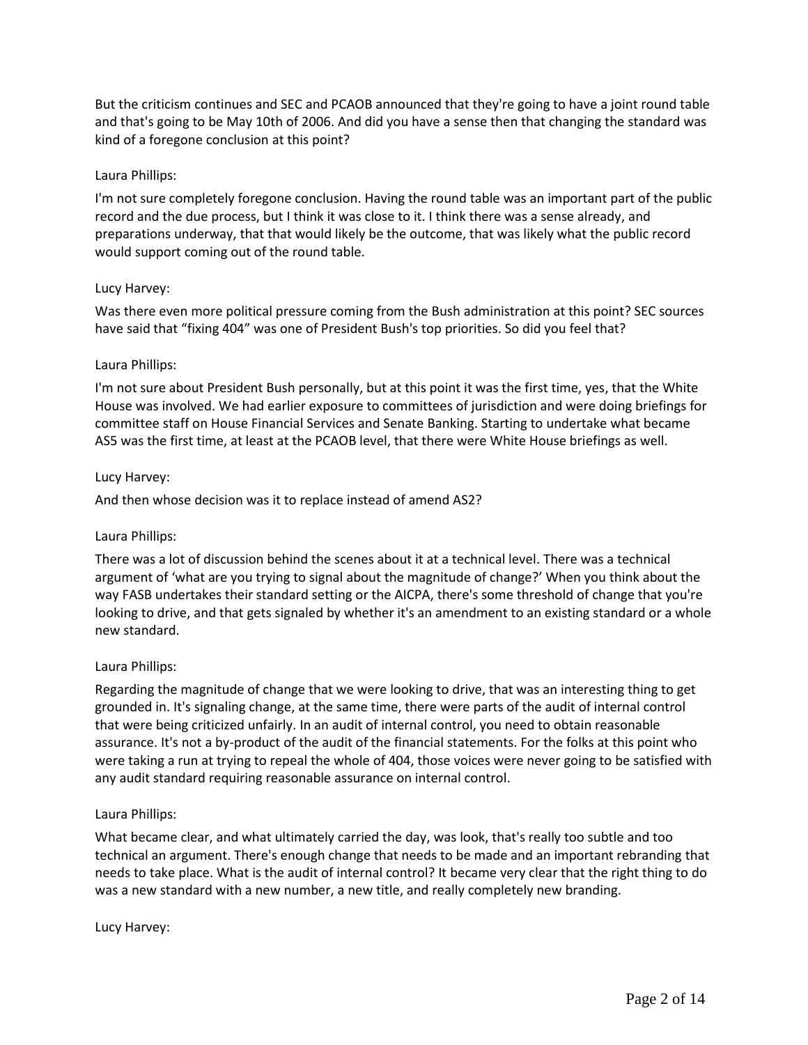But the criticism continues and SEC and PCAOB announced that they're going to have a joint round table and that's going to be May 10th of 2006. And did you have a sense then that changing the standard was kind of a foregone conclusion at this point?

Laura Phillips:

I'm not sure completely foregone conclusion. Having the round table was an important part of the public record and the due process, but I think it was close to it. I think there was a sense already, and preparations underway, that that would likely be the outcome, that was likely what the public record would support coming out of the round table.

Lucy Harvey:

Was there even more political pressure coming from the Bush administration at this point? SEC sources have said that "fixing 404" was one of President Bush's top priorities. So did you feel that?

Laura Phillips:

I'm not sure about President Bush personally, but at this point it was the first time, yes, that the White House was involved. We had earlier exposure to committees of jurisdiction and were doing briefings for committee staff on House Financial Services and Senate Banking. Starting to undertake what became AS5 was the first time, at least at the PCAOB level, that there were White House briefings as well.

Lucy Harvey:

And then whose decision was it to replace instead of amend AS2?

Laura Phillips:

There was a lot of discussion behind the scenes about it at a technical level. There was a technical argument of 'what are you trying to signal about the magnitude of change?' When you think about the way FASB undertakes their standard setting or the AICPA, there's some threshold of change that you're looking to drive, and that gets signaled by whether it's an amendment to an existing standard or a whole new standard.

Laura Phillips:

Regarding the magnitude of change that we were looking to drive, that was an interesting thing to get grounded in. It's signaling change, at the same time, there were parts of the audit of internal control that were being criticized unfairly. In an audit of internal control, you need to obtain reasonable assurance. It's not a by-product of the audit of the financial statements. For the folks at this point who were taking a run at trying to repeal the whole of 404, those voices were never going to be satisfied with any audit standard requiring reasonable assurance on internal control.

Laura Phillips:

What became clear, and what ultimately carried the day, was look, that's really too subtle and too technical an argument. There's enough change that needs to be made and an important rebranding that needs to take place. What is the audit of internal control? It became very clear that the right thing to do was a new standard with a new number, a new title, and really completely new branding.

Lucy Harvey: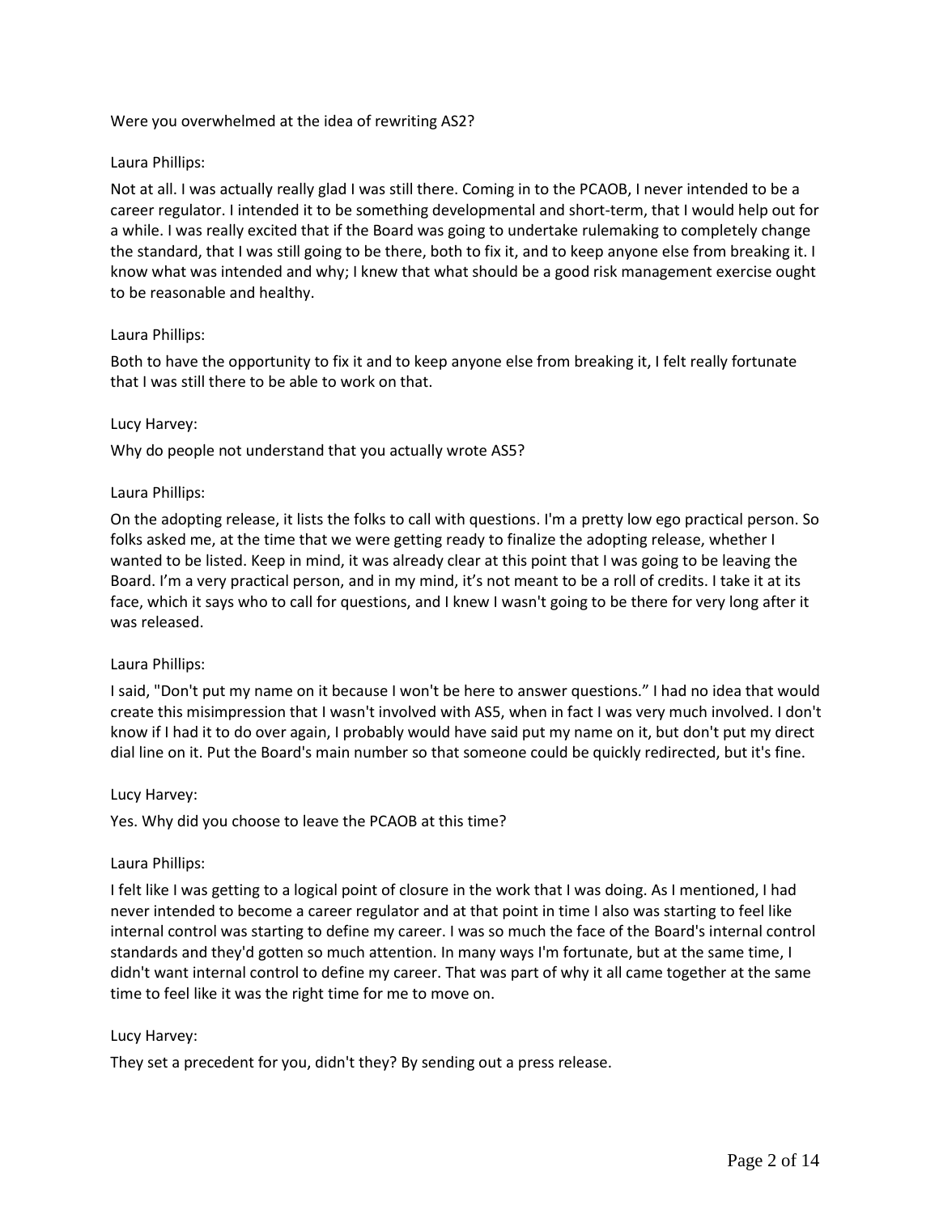Were you overwhelmed at the idea of rewriting AS2?

Laura Phillips:

Not at all. I was actually really glad I was still there. Coming in to the PCAOB, I never intended to be a career regulator. I intended it to be something developmental and short-term, that I would help out for a while. I was really excited that if the Board was going to undertake rulemaking to completely change the standard, that I was still going to be there, both to fix it, and to keep anyone else from breaking it. I know what was intended and why; I knew that what should be a good risk management exercise ought to be reasonable and healthy.

Laura Phillips:

Both to have the opportunity to fix it and to keep anyone else from breaking it, I felt really fortunate that I was still there to be able to work on that.

Lucy Harvey:

Why do people not understand that you actually wrote AS5?

Laura Phillips:

On the adopting release, it lists the folks to call with questions. I'm a pretty low ego practical person. So folks asked me, at the time that we were getting ready to finalize the adopting release, whether I wanted to be listed. Keep in mind, it was already clear at this point that I was going to be leaving the Board. I'm a very practical person, and in my mind, it's not meant to be a roll of credits. I take it at its face, which it says who to call for questions, and I knew I wasn't going to be there for very long after it was released.

Laura Phillips:

I said, "Don't put my name on it because I won't be here to answer questions." I had no idea that would create this misimpression that I wasn't involved with AS5, when in fact I was very much involved. I don't know if I had it to do over again, I probably would have said put my name on it, but don't put my direct dial line on it. Put the Board's main number so that someone could be quickly redirected, but it's fine.

Lucy Harvey:

Yes. Why did you choose to leave the PCAOB at this time?

Laura Phillips:

I felt like I was getting to a logical point of closure in the work that I was doing. As I mentioned, I had never intended to become a career regulator and at that point in time I also was starting to feel like internal control was starting to define my career. I was so much the face of the Board's internal control standards and they'd gotten so much attention. In many ways I'm fortunate, but at the same time, I didn't want internal control to define my career. That was part of why it all came together at the same time to feel like it was the right time for me to move on.

Lucy Harvey:

They set a precedent for you, didn't they? By sending out a press release.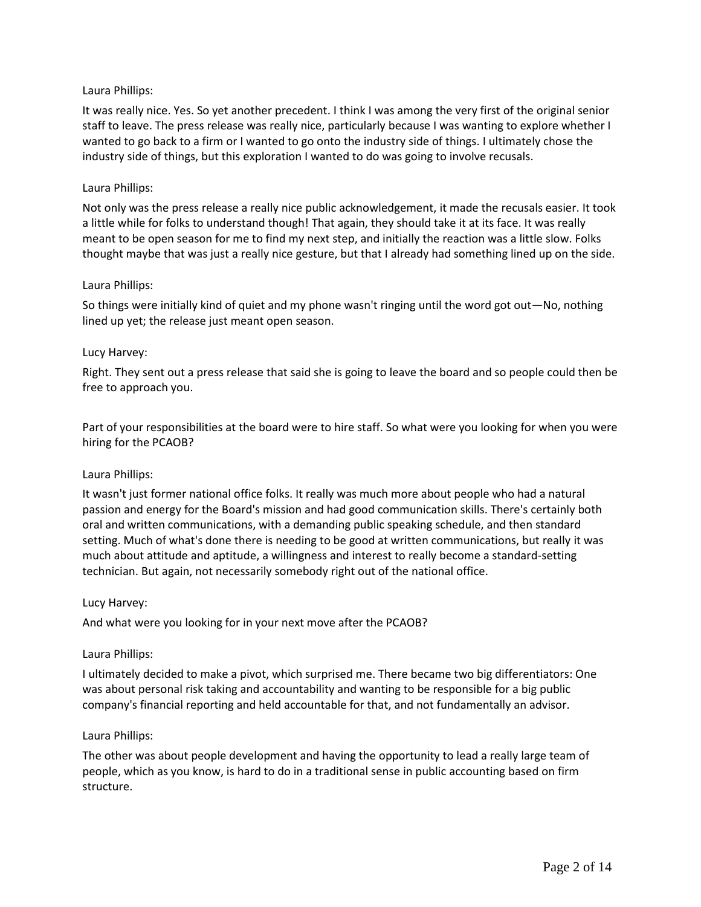Laura Phillips:

It was really nice. Yes. So yet another precedent. I think I was among the very first of the original senior staff to leave. The press release was really nice, particularly because I was wanting to explore whether I wanted to go back to a firm or I wanted to go onto the industry side of things. I ultimately chose the industry side of things, but this exploration I wanted to do was going to involve recusals.

Laura Phillips:

Not only was the press release a really nice public acknowledgement, it made the recusals easier. It took a little while for folks to understand though! That again, they should take it at its face. It was really meant to be open season for me to find my next step, and initially the reaction was a little slow. Folks thought maybe that was just a really nice gesture, but that I already had something lined up on the side.

Laura Phillips:

So things were initially kind of quiet and my phone wasn't ringing until the word got out—No, nothing lined up yet; the release just meant open season.

Lucy Harvey:

Right. They sent out a press release that said she is going to leave the board and so people could then be free to approach you.

Part of your responsibilities at the board were to hire staff. So what were you looking for when you were hiring for the PCAOB?

Laura Phillips:

It wasn't just former national office folks. It really was much more about people who had a natural passion and energy for the Board's mission and had good communication skills. There's certainly both oral and written communications, with a demanding public speaking schedule, and then standard setting. Much of what's done there is needing to be good at written communications, but really it was much about attitude and aptitude, a willingness and interest to really become a standard-setting technician. But again, not necessarily somebody right out of the national office.

Lucy Harvey:

And what were you looking for in your next move after the PCAOB?

Laura Phillips:

I ultimately decided to make a pivot, which surprised me. There became two big differentiators: One was about personal risk taking and accountability and wanting to be responsible for a big public company's financial reporting and held accountable for that, and not fundamentally an advisor.

Laura Phillips:

The other was about people development and having the opportunity to lead a really large team of people, which as you know, is hard to do in a traditional sense in public accounting based on firm structure.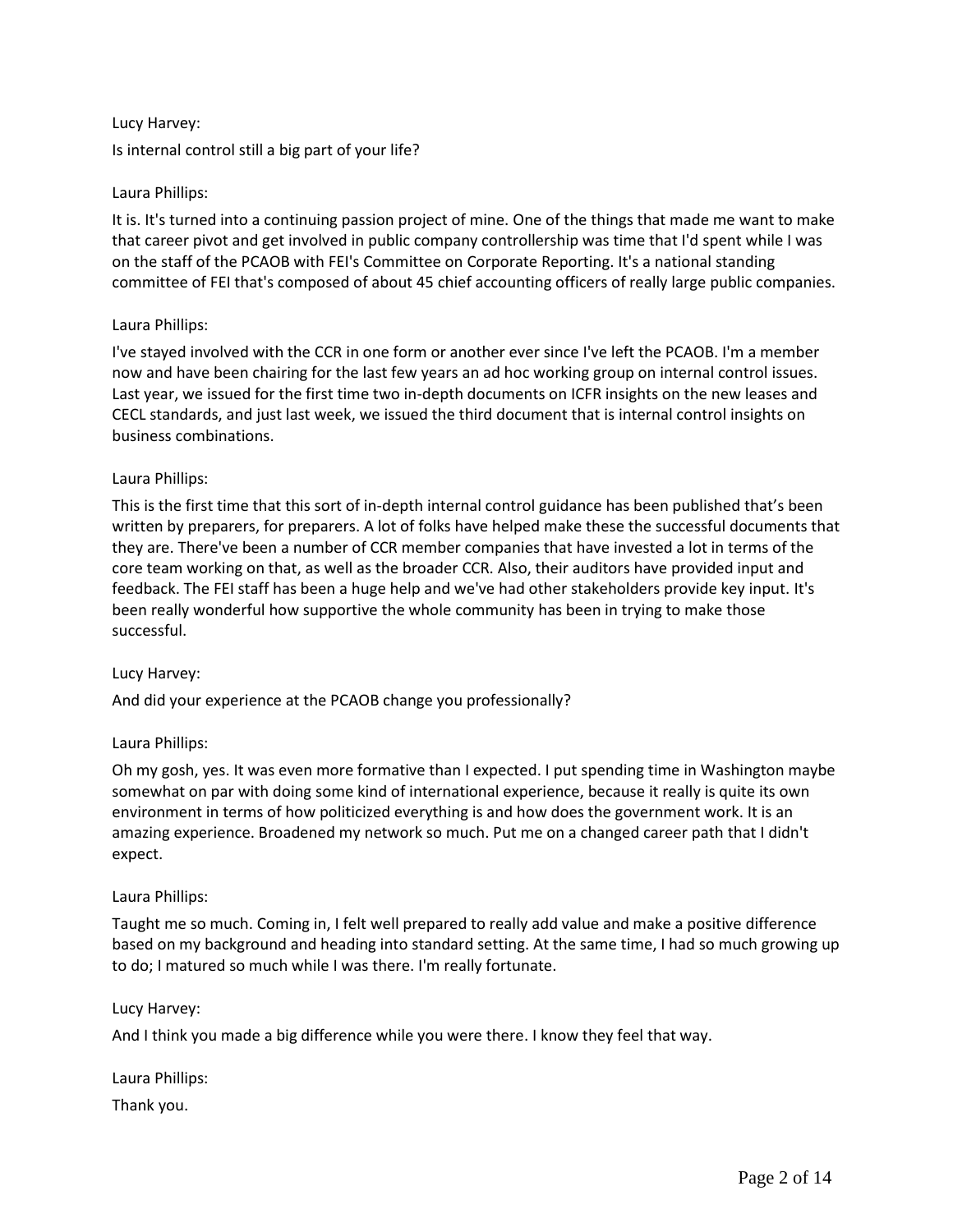Lucy Harvey:

Is internal control still a big part of your life?

Laura Phillips:

It is. It's turned into a continuing passion project of mine. One of the things that made me want to make that career pivot and get involved in public company controllership was time that I'd spent while I was on the staff of the PCAOB with FEI's Committee on Corporate Reporting. It's a national standing committee of FEI that's composed of about 45 chief accounting officers of really large public companies.

Laura Phillips:

I've stayed involved with the CCR in one form or another ever since I've left the PCAOB. I'm a member now and have been chairing for the last few years an ad hoc working group on internal control issues. Last year, we issued for the first time two in-depth documents on ICFR insights on the new leases and CECL standards, and just last week, we issued the third document that is internal control insights on business combinations.

Laura Phillips:

This is the first time that this sort of in-depth internal control guidance has been published that's been written by preparers, for preparers. A lot of folks have helped make these the successful documents that they are. There've been a number of CCR member companies that have invested a lot in terms of the core team working on that, as well as the broader CCR. Also, their auditors have provided input and feedback. The FEI staff has been a huge help and we've had other stakeholders provide key input. It's been really wonderful how supportive the whole community has been in trying to make those successful.

Lucy Harvey:

And did your experience at the PCAOB change you professionally?

Laura Phillips:

Oh my gosh, yes. It was even more formative than I expected. I put spending time in Washington maybe somewhat on par with doing some kind of international experience, because it really is quite its own environment in terms of how politicized everything is and how does the government work. It is an amazing experience. Broadened my network so much. Put me on a changed career path that I didn't expect.

Laura Phillips:

Taught me so much. Coming in, I felt well prepared to really add value and make a positive difference based on my background and heading into standard setting. At the same time, I had so much growing up to do; I matured so much while I was there. I'm really fortunate.

Lucy Harvey:

And I think you made a big difference while you were there. I know they feel that way.

Laura Phillips:

Thank you.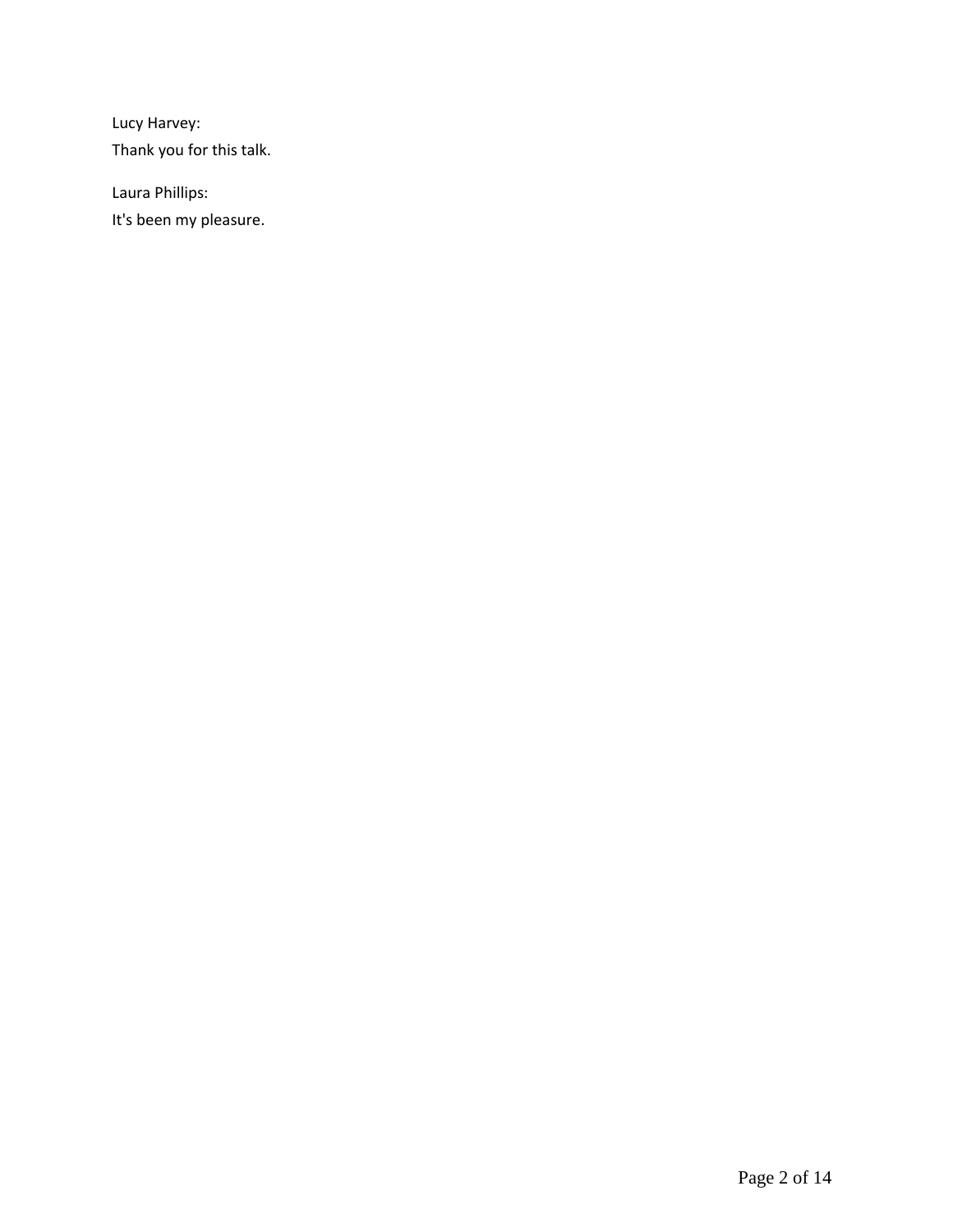Lucy Harvey:

Thank you for this talk.

Laura Phillips:

It's been my pleasure.